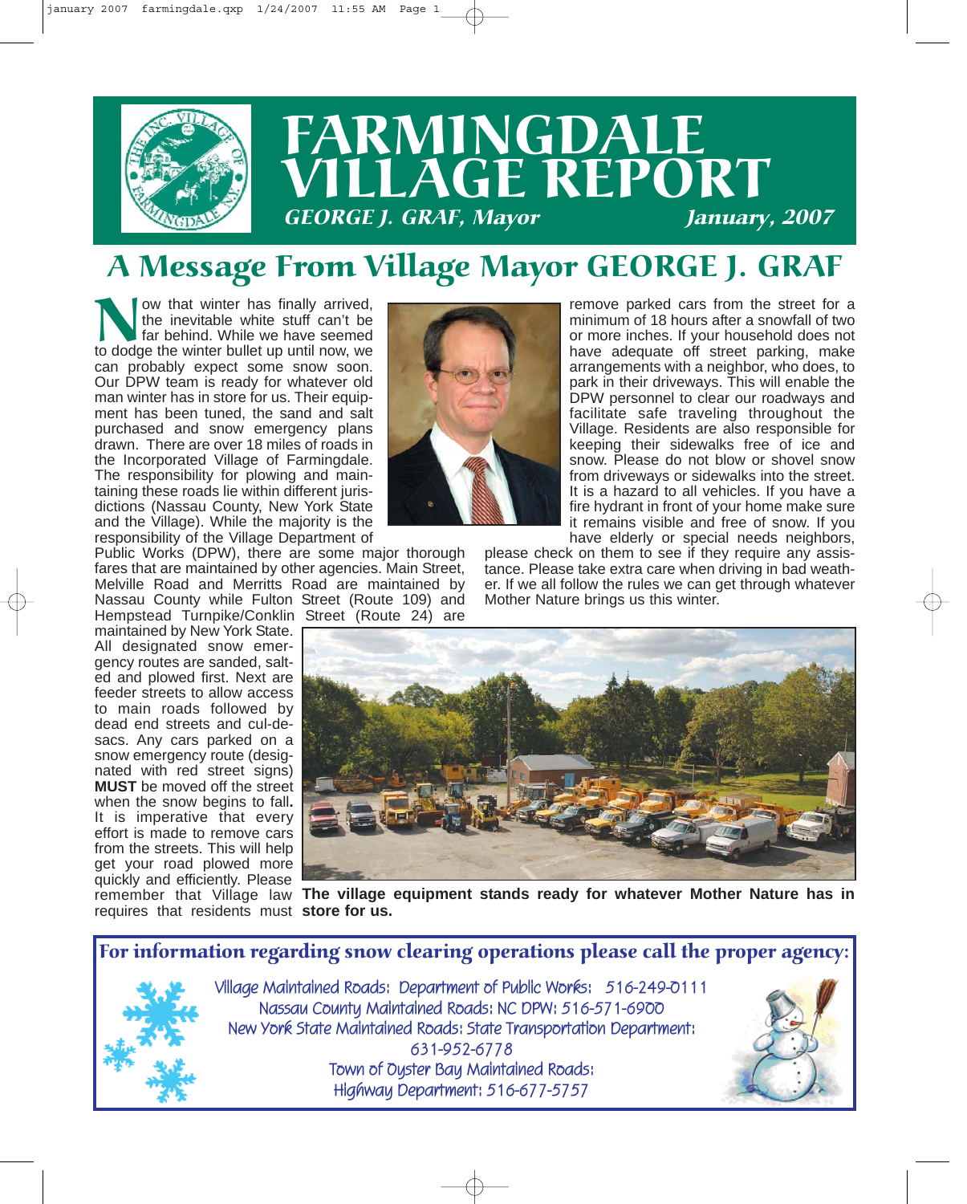# FARMINGDALE VILLAGE REPORT

*GEORGE J. GRAF, Mayor* *January, 2007*

## A Message From Village Mayor GEORGE J. GRAF

Now that winter has finally arrived, the inevitable white stuff can't be far behind. While we have seemed to dodge the winter bullet up until now, we can probably expect some snow soon. Our DPW team is ready for whatever old man winter has in store for us. Their equipment has been tuned, the sand and salt purchased and snow emergency plans drawn. There are over 18 miles of roads in the Incorporated Village of Farmingdale. The responsibility for plowing and maintaining these roads lie within different jurisdictions (Nassau County, New York State and the Village). While the majority is the responsibility of the Village Department of Public Works (DPW), there are some major thorough fares that are maintained by other agencies. Main Street, Melville Road and Merritts Road are maintained by Nassau County while Fulton Street (Route 109) and Hempstead Turnpike/Conklin Street (Route 24) are maintained by New York State. All designated snow emergency routes are sanded, salted and plowed first. Next are feeder streets to allow access to main roads followed by dead end streets and cul-de-sacs. Any cars parked on a snow emergency route (designated with red street signs) **MUST** be moved off the street when the snow begins to fall**.** It is imperative that every effort is made to remove cars from the streets. This will help get your road plowed more quickly and efficiently. Please remember that Village law requires that residents must remove parked cars from the street for a minimum of 18 hours after a snowfall of two or more inches. If your household does not have adequate off street parking, make arrangements with a neighbor, who does, to park in their driveways. This will enable the DPW personnel to clear our roadways and facilitate safe traveling throughout the Village. Residents are also responsible for keeping their sidewalks free of ice and snow. Please do not blow or shovel snow from driveways or sidewalks into the street. It is a hazard to all vehicles. If you have a fire hydrant in front of your home make sure it remains visible and free of snow. If you have elderly or special needs neighbors, please check on them to see if they require any assistance. Please take extra care when driving in bad weather. If we all follow the rules we can get through whatever Mother Nature brings us this winter.

**The village equipment stands ready for whatever Mother Nature has in store for us.**

### For information regarding snow clearing operations please call the proper agency:

Village Maintained Roads: Department of Public Works: 516-249-0111
Nassau County Maintained Roads: NC DPW: 516-571-6900
New York State Maintained Roads: State Transportation Department: 631-952-6778
Town of Oyster Bay Maintained Roads: Highway Department: 516-677-5757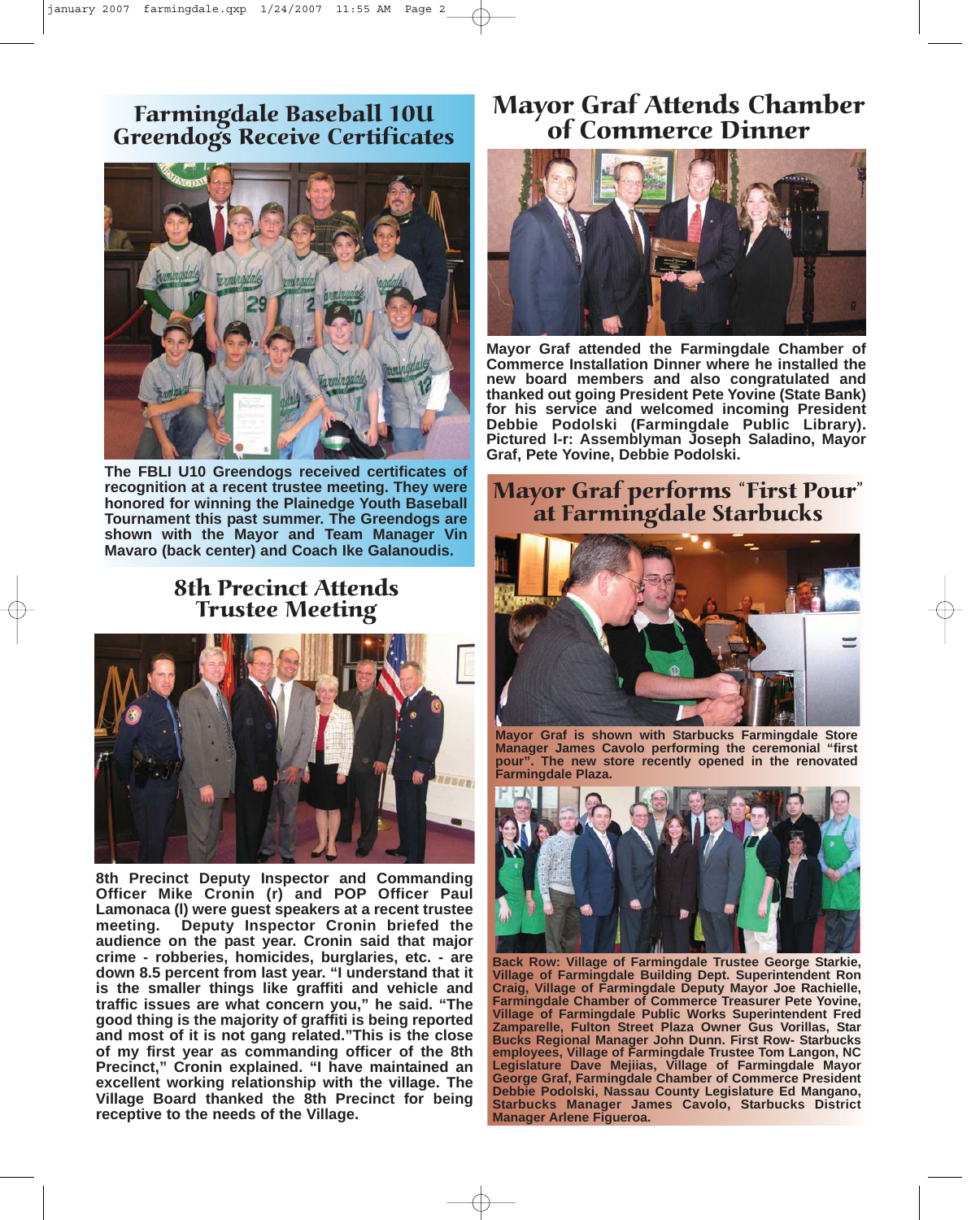## Farmingdale Baseball 10U Greendogs Receive Certificates

**The FBLI U10 Greendogs received certificates of recognition at a recent trustee meeting. They were honored for winning the Plainedge Youth Baseball Tournament this past summer. The Greendogs are shown with the Mayor and Team Manager Vin Mavaro (back center) and Coach Ike Galanoudis.**

## 8th Precinct Attends Trustee Meeting

**8th Precinct Deputy Inspector and Commanding Officer Mike Cronin (r) and POP Officer Paul Lamonaca (l) were guest speakers at a recent trustee meeting. Deputy Inspector Cronin briefed the audience on the past year. Cronin said that major crime - robberies, homicides, burglaries, etc. - are down 8.5 percent from last year. "I understand that it is the smaller things like graffiti and vehicle and traffic issues are what concern you," he said. "The good thing is the majority of graffiti is being reported and most of it is not gang related."This is the close of my first year as commanding officer of the 8th Precinct," Cronin explained. "I have maintained an excellent working relationship with the village. The Village Board thanked the 8th Precinct for being receptive to the needs of the Village.**

## Mayor Graf Attends Chamber of Commerce Dinner

**Mayor Graf attended the Farmingdale Chamber of Commerce Installation Dinner where he installed the new board members and also congratulated and thanked out going President Pete Yovine (State Bank) for his service and welcomed incoming President Debbie Podolski (Farmingdale Public Library). Pictured l-r: Assemblyman Joseph Saladino, Mayor Graf, Pete Yovine, Debbie Podolski.**

## Mayor Graf performs "First Pour" at Farmingdale Starbucks

**Mayor Graf is shown with Starbucks Farmingdale Store Manager James Cavolo performing the ceremonial "first pour". The new store recently opened in the renovated Farmingdale Plaza.**

**Back Row: Village of Farmingdale Trustee George Starkie, Village of Farmingdale Building Dept. Superintendent Ron Craig, Village of Farmingdale Deputy Mayor Joe Rachielle, Farmingdale Chamber of Commerce Treasurer Pete Yovine, Village of Farmingdale Public Works Superintendent Fred Zamparelle, Fulton Street Plaza Owner Gus Vorillas, Star Bucks Regional Manager John Dunn. First Row- Starbucks employees, Village of Farmingdale Trustee Tom Langon, NC Legislature Dave Mejiias, Village of Farmingdale Mayor George Graf, Farmingdale Chamber of Commerce President Debbie Podolski, Nassau County Legislature Ed Mangano, Starbucks Manager James Cavolo, Starbucks District Manager Arlene Figueroa.**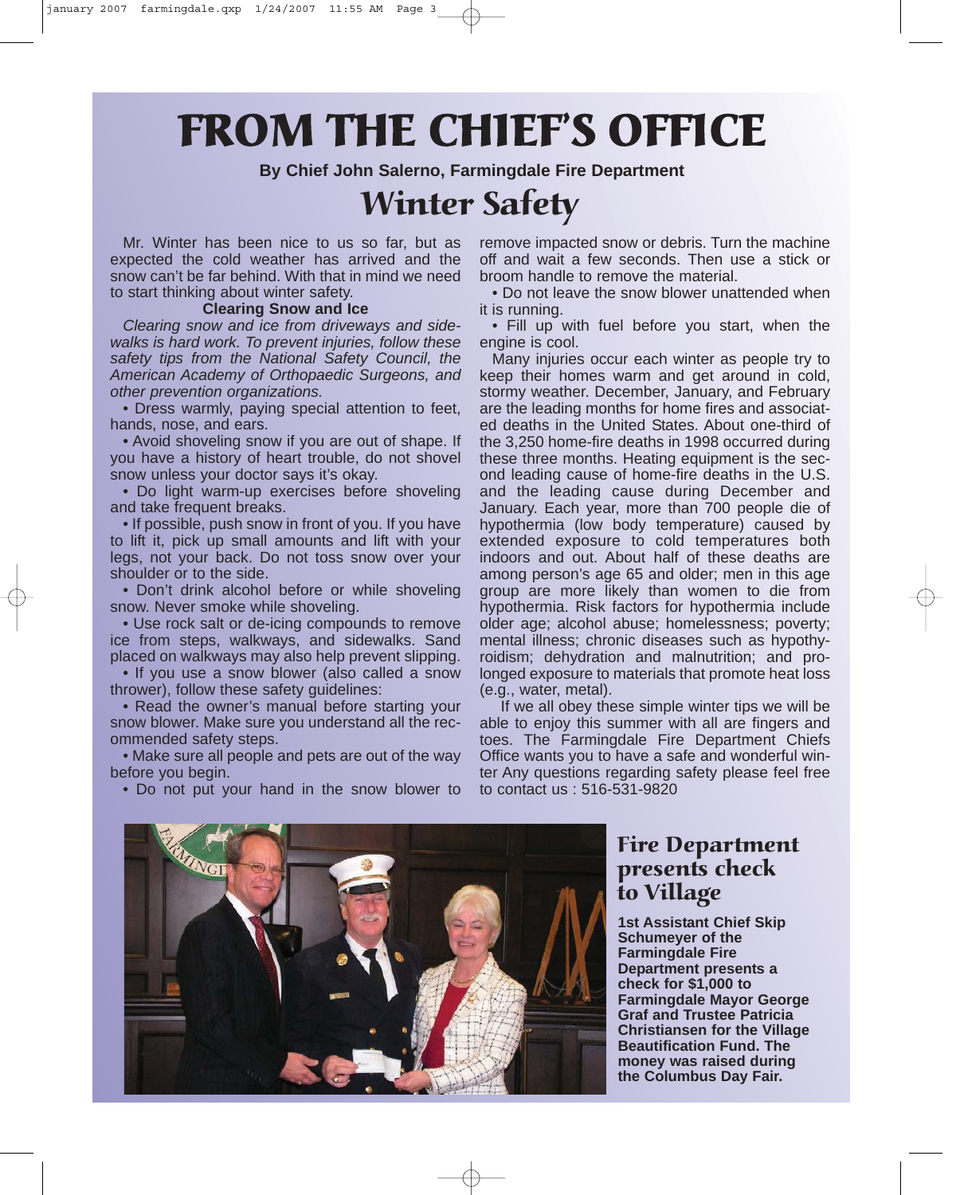# FROM THE CHIEF'S OFFICE

**By Chief John Salerno, Farmingdale Fire Department**

## Winter Safety

Mr. Winter has been nice to us so far, but as expected the cold weather has arrived and the snow can't be far behind. With that in mind we need to start thinking about winter safety.

**Clearing Snow and Ice**

*Clearing snow and ice from driveways and sidewalks is hard work. To prevent injuries, follow these safety tips from the National Safety Council, the American Academy of Orthopaedic Surgeons, and other prevention organizations.*

- Dress warmly, paying special attention to feet, hands, nose, and ears.
- Avoid shoveling snow if you are out of shape. If you have a history of heart trouble, do not shovel snow unless your doctor says it's okay.
- Do light warm-up exercises before shoveling and take frequent breaks.
- If possible, push snow in front of you. If you have to lift it, pick up small amounts and lift with your legs, not your back. Do not toss snow over your shoulder or to the side.
- Don't drink alcohol before or while shoveling snow. Never smoke while shoveling.
- Use rock salt or de-icing compounds to remove ice from steps, walkways, and sidewalks. Sand placed on walkways may also help prevent slipping.
- If you use a snow blower (also called a snow thrower), follow these safety guidelines:
- Read the owner's manual before starting your snow blower. Make sure you understand all the recommended safety steps.
- Make sure all people and pets are out of the way before you begin.
- Do not put your hand in the snow blower to remove impacted snow or debris. Turn the machine off and wait a few seconds. Then use a stick or broom handle to remove the material.
- Do not leave the snow blower unattended when it is running.
- Fill up with fuel before you start, when the engine is cool.

Many injuries occur each winter as people try to keep their homes warm and get around in cold, stormy weather. December, January, and February are the leading months for home fires and associated deaths in the United States. About one-third of the 3,250 home-fire deaths in 1998 occurred during these three months. Heating equipment is the second leading cause of home-fire deaths in the U.S. and the leading cause during December and January. Each year, more than 700 people die of hypothermia (low body temperature) caused by extended exposure to cold temperatures both indoors and out. About half of these deaths are among person's age 65 and older; men in this age group are more likely than women to die from hypothermia. Risk factors for hypothermia include older age; alcohol abuse; homelessness; poverty; mental illness; chronic diseases such as hypothyroidism; dehydration and malnutrition; and prolonged exposure to materials that promote heat loss (e.g., water, metal).

If we all obey these simple winter tips we will be able to enjoy this summer with all are fingers and toes. The Farmingdale Fire Department Chiefs Office wants you to have a safe and wonderful winter Any questions regarding safety please feel free to contact us : 516-531-9820

## Fire Department presents check to Village

**1st Assistant Chief Skip Schumeyer of the Farmingdale Fire Department presents a check for $1,000 to Farmingdale Mayor George Graf and Trustee Patricia Christiansen for the Village Beautification Fund. The money was raised during the Columbus Day Fair.**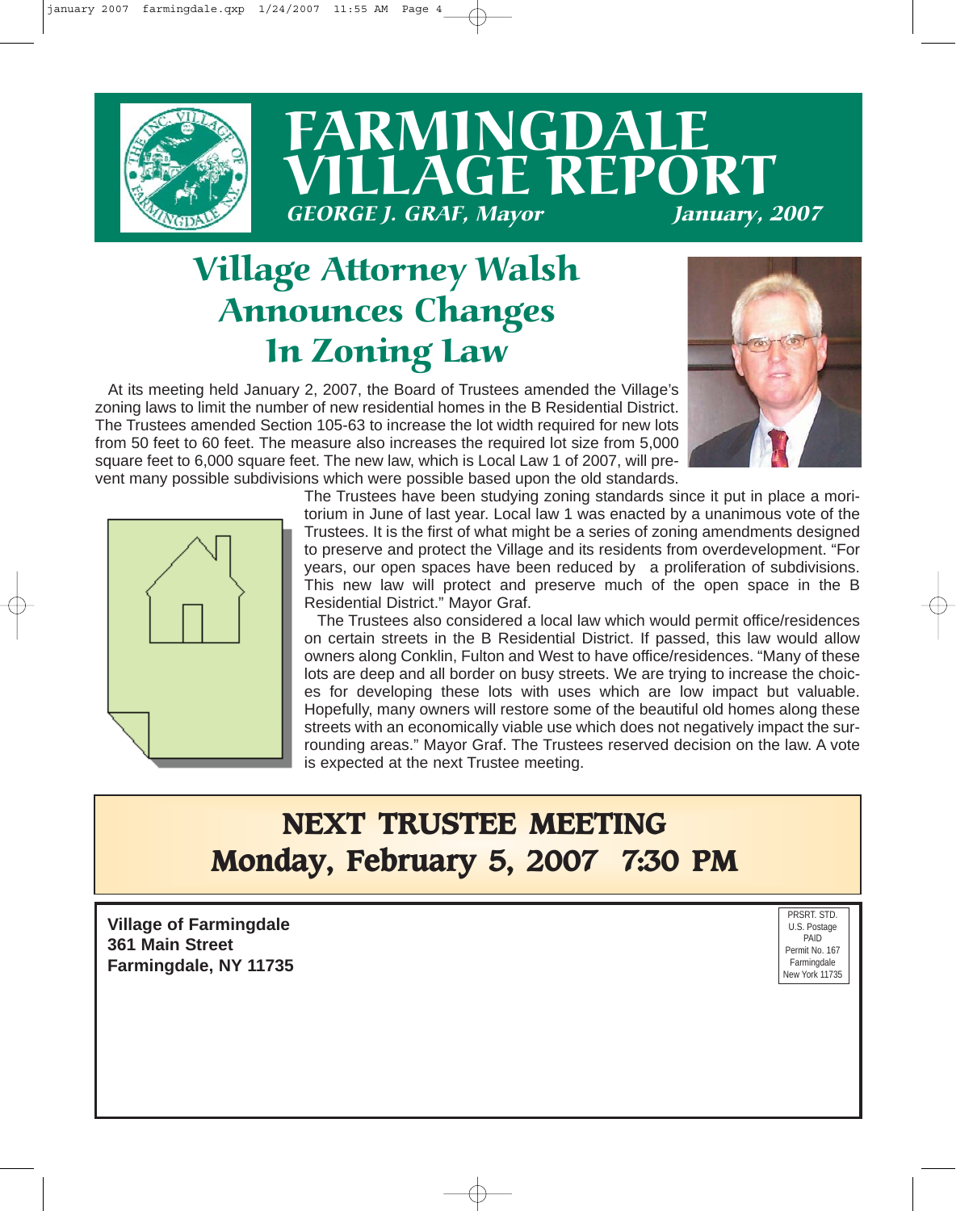# FARMINGDALE VILLAGE REPORT

*GEORGE J. GRAF, Mayor* *January, 2007*

## Village Attorney Walsh Announces Changes In Zoning Law

At its meeting held January 2, 2007, the Board of Trustees amended the Village's zoning laws to limit the number of new residential homes in the B Residential District. The Trustees amended Section 105-63 to increase the lot width required for new lots from 50 feet to 60 feet. The measure also increases the required lot size from 5,000 square feet to 6,000 square feet. The new law, which is Local Law 1 of 2007, will prevent many possible subdivisions which were possible based upon the old standards.

The Trustees have been studying zoning standards since it put in place a moritorium in June of last year. Local law 1 was enacted by a unanimous vote of the Trustees. It is the first of what might be a series of zoning amendments designed to preserve and protect the Village and its residents from overdevelopment. "For years, our open spaces have been reduced by a proliferation of subdivisions. This new law will protect and preserve much of the open space in the B Residential District." Mayor Graf.

The Trustees also considered a local law which would permit office/residences on certain streets in the B Residential District. If passed, this law would allow owners along Conklin, Fulton and West to have office/residences. "Many of these lots are deep and all border on busy streets. We are trying to increase the choices for developing these lots with uses which are low impact but valuable. Hopefully, many owners will restore some of the beautiful old homes along these streets with an economically viable use which does not negatively impact the surrounding areas." Mayor Graf. The Trustees reserved decision on the law. A vote is expected at the next Trustee meeting.

## NEXT TRUSTEE MEETING
## Monday, February 5, 2007 7:30 PM

**Village of Farmingdale**
**361 Main Street**
**Farmingdale, NY 11735**

PRSRT. STD.
U.S. Postage
PAID
Permit No. 167
Farmingdale
New York 11735